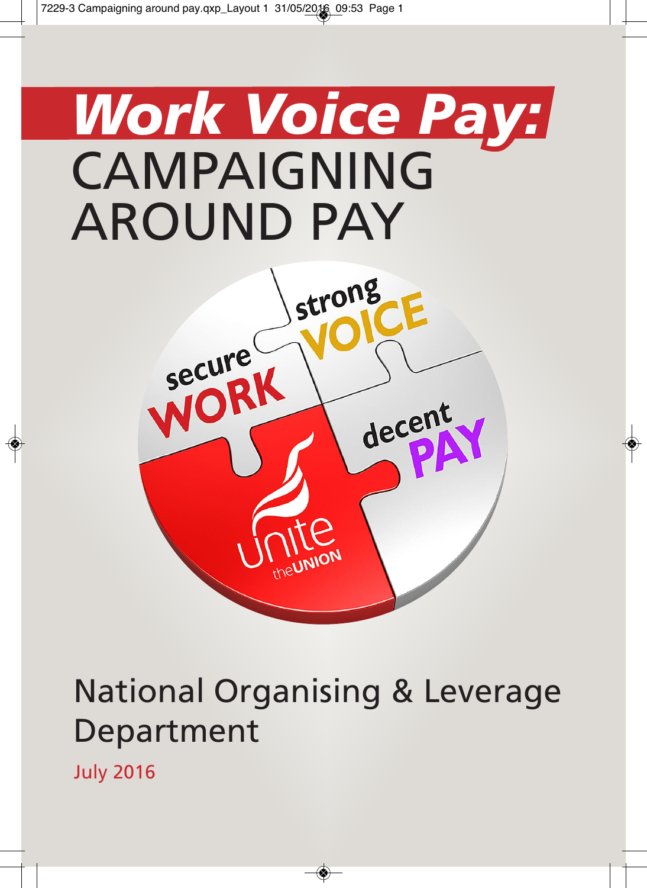# *Work Voice Pay:* CAMPAIGNING AROUND PAY

secure WORK

strong VOICE

decent PAY

unite the UNION

National Organising & Leverage Department

July 2016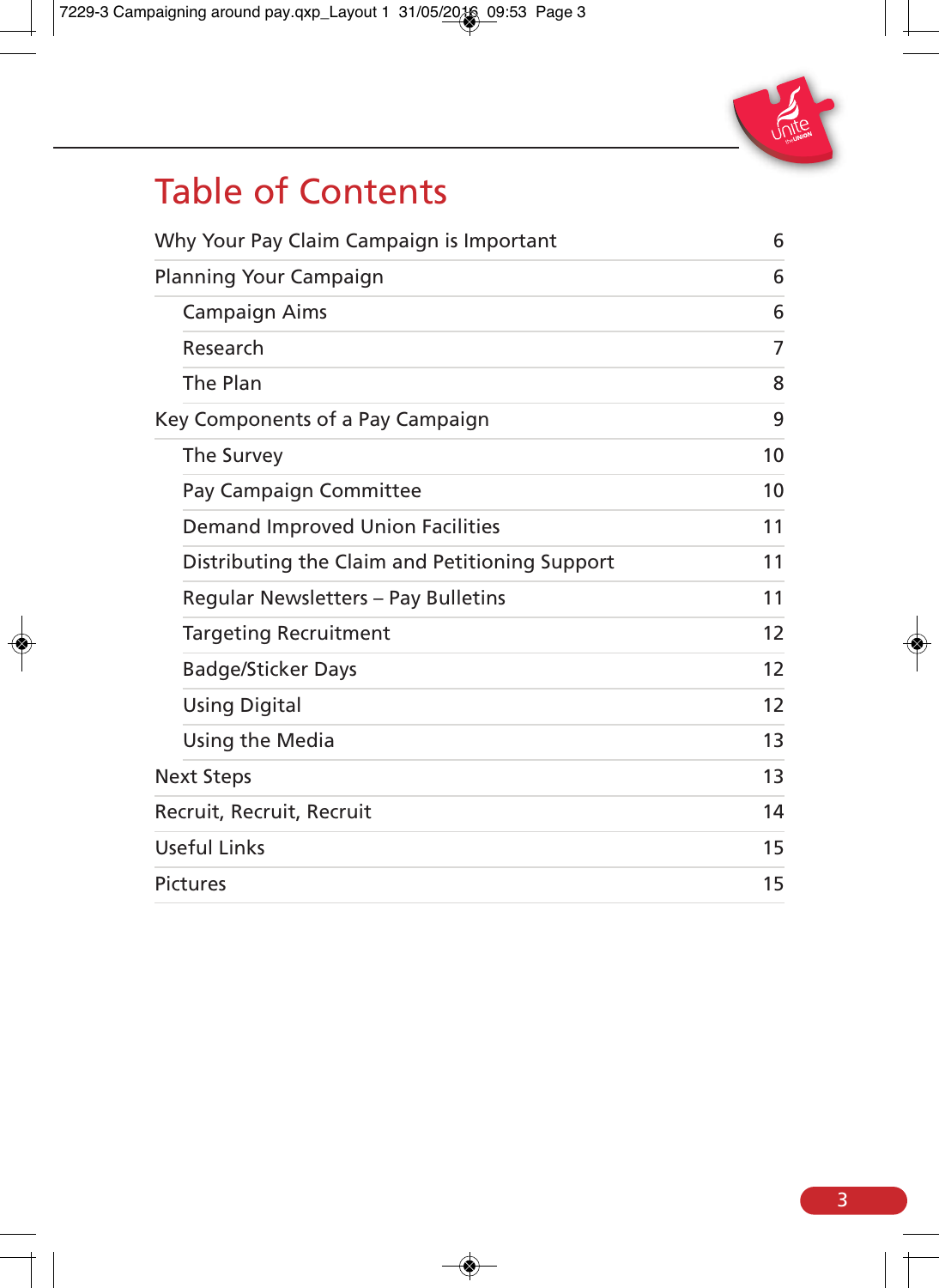# Table of Contents

| | |
|---|---|
| Why Your Pay Claim Campaign is Important | 6 |
| Planning Your Campaign | 6 |
| &nbsp;&nbsp;&nbsp;&nbsp;Campaign Aims | 6 |
| &nbsp;&nbsp;&nbsp;&nbsp;Research | 7 |
| &nbsp;&nbsp;&nbsp;&nbsp;The Plan | 8 |
| Key Components of a Pay Campaign | 9 |
| &nbsp;&nbsp;&nbsp;&nbsp;The Survey | 10 |
| &nbsp;&nbsp;&nbsp;&nbsp;Pay Campaign Committee | 10 |
| &nbsp;&nbsp;&nbsp;&nbsp;Demand Improved Union Facilities | 11 |
| &nbsp;&nbsp;&nbsp;&nbsp;Distributing the Claim and Petitioning Support | 11 |
| &nbsp;&nbsp;&nbsp;&nbsp;Regular Newsletters – Pay Bulletins | 11 |
| &nbsp;&nbsp;&nbsp;&nbsp;Targeting Recruitment | 12 |
| &nbsp;&nbsp;&nbsp;&nbsp;Badge/Sticker Days | 12 |
| &nbsp;&nbsp;&nbsp;&nbsp;Using Digital | 12 |
| &nbsp;&nbsp;&nbsp;&nbsp;Using the Media | 13 |
| Next Steps | 13 |
| Recruit, Recruit, Recruit | 14 |
| Useful Links | 15 |
| Pictures | 15 |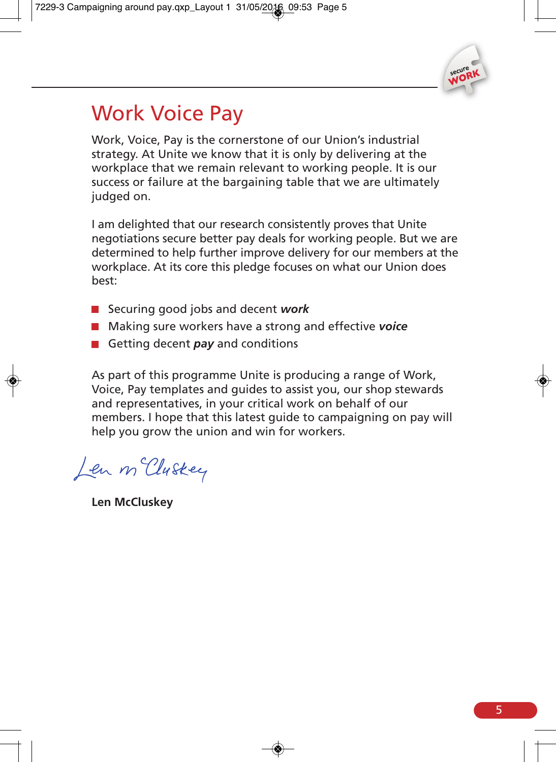# Work Voice Pay

Work, Voice, Pay is the cornerstone of our Union's industrial strategy. At Unite we know that it is only by delivering at the workplace that we remain relevant to working people. It is our success or failure at the bargaining table that we are ultimately judged on.

I am delighted that our research consistently proves that Unite negotiations secure better pay deals for working people. But we are determined to help further improve delivery for our members at the workplace. At its core this pledge focuses on what our Union does best:

- Securing good jobs and decent ***work***
- Making sure workers have a strong and effective ***voice***
- Getting decent ***pay*** and conditions

As part of this programme Unite is producing a range of Work, Voice, Pay templates and guides to assist you, our shop stewards and representatives, in your critical work on behalf of our members. I hope that this latest guide to campaigning on pay will help you grow the union and win for workers.

Len McCluskey

**Len McCluskey**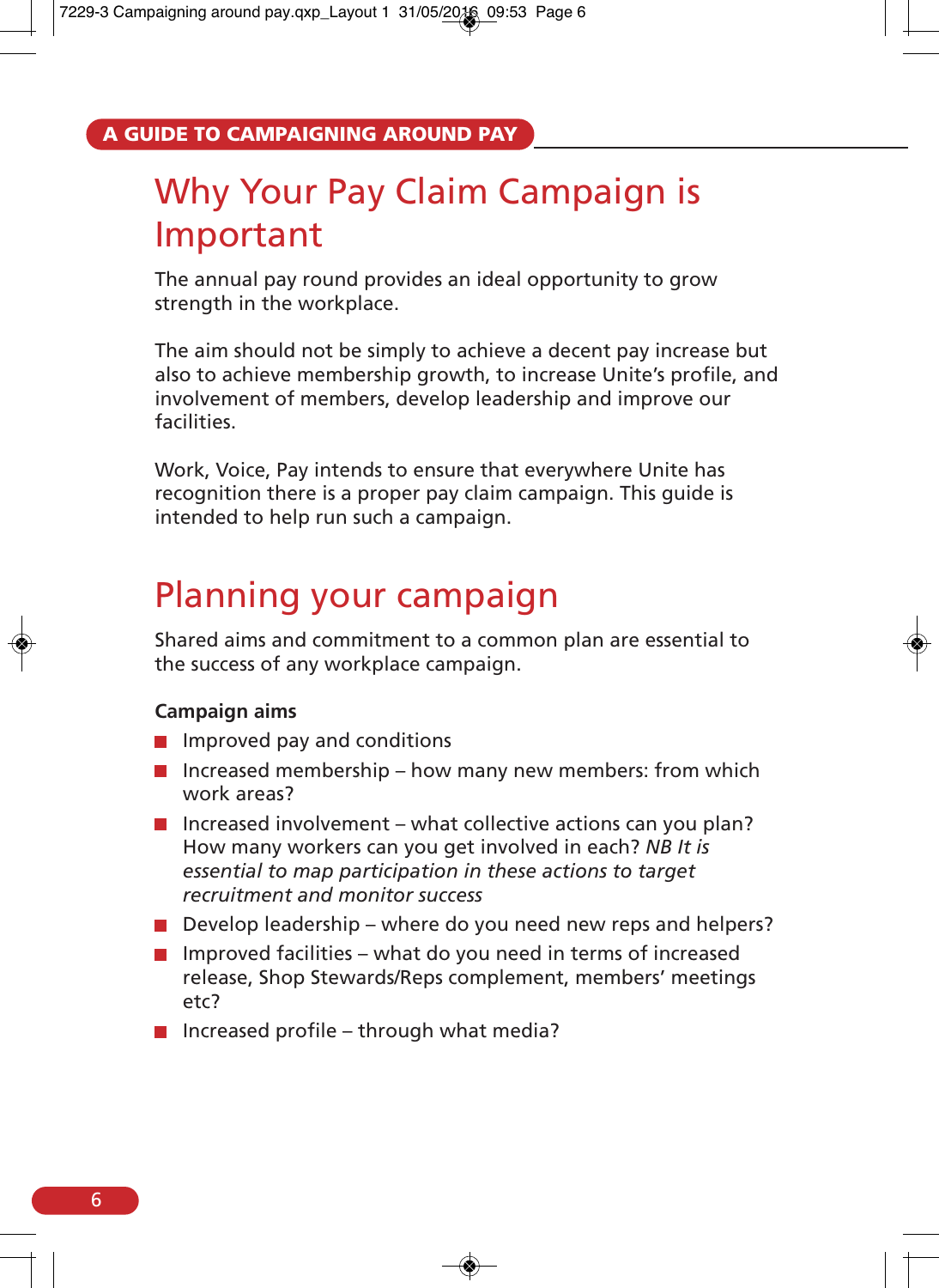## Why Your Pay Claim Campaign is Important

The annual pay round provides an ideal opportunity to grow strength in the workplace.

The aim should not be simply to achieve a decent pay increase but also to achieve membership growth, to increase Unite's profile, and involvement of members, develop leadership and improve our facilities.

Work, Voice, Pay intends to ensure that everywhere Unite has recognition there is a proper pay claim campaign. This guide is intended to help run such a campaign.

## Planning your campaign

Shared aims and commitment to a common plan are essential to the success of any workplace campaign.

**Campaign aims**

- Improved pay and conditions
- Increased membership – how many new members: from which work areas?
- Increased involvement – what collective actions can you plan? How many workers can you get involved in each? *NB It is essential to map participation in these actions to target recruitment and monitor success*
- Develop leadership – where do you need new reps and helpers?
- Improved facilities – what do you need in terms of increased release, Shop Stewards/Reps complement, members' meetings etc?
- Increased profile – through what media?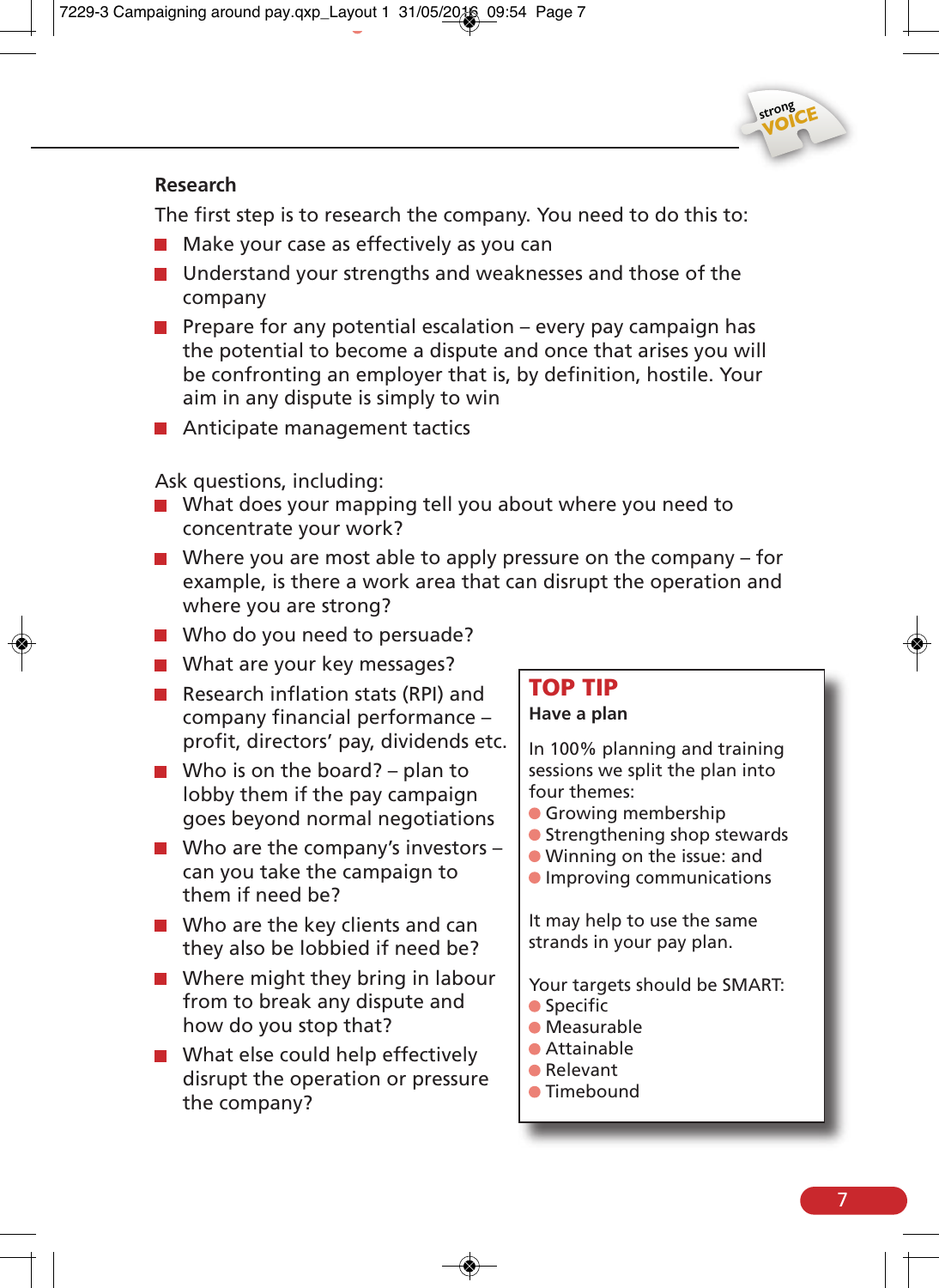## Research

The first step is to research the company. You need to do this to:

- Make your case as effectively as you can
- Understand your strengths and weaknesses and those of the company
- Prepare for any potential escalation – every pay campaign has the potential to become a dispute and once that arises you will be confronting an employer that is, by definition, hostile. Your aim in any dispute is simply to win
- Anticipate management tactics

Ask questions, including:

- What does your mapping tell you about where you need to concentrate your work?
- Where you are most able to apply pressure on the company – for example, is there a work area that can disrupt the operation and where you are strong?
- Who do you need to persuade?
- What are your key messages?
- Research inflation stats (RPI) and company financial performance – profit, directors' pay, dividends etc.
- Who is on the board? – plan to lobby them if the pay campaign goes beyond normal negotiations
- Who are the company's investors – can you take the campaign to them if need be?
- Who are the key clients and can they also be lobbied if need be?
- Where might they bring in labour from to break any dispute and how do you stop that?
- What else could help effectively disrupt the operation or pressure the company?

### TOP TIP

**Have a plan**

In 100% planning and training sessions we split the plan into four themes:

- Growing membership
- Strengthening shop stewards
- Winning on the issue: and
- Improving communications

It may help to use the same strands in your pay plan.

Your targets should be SMART:

- Specific
- Measurable
- Attainable
- Relevant
- Timebound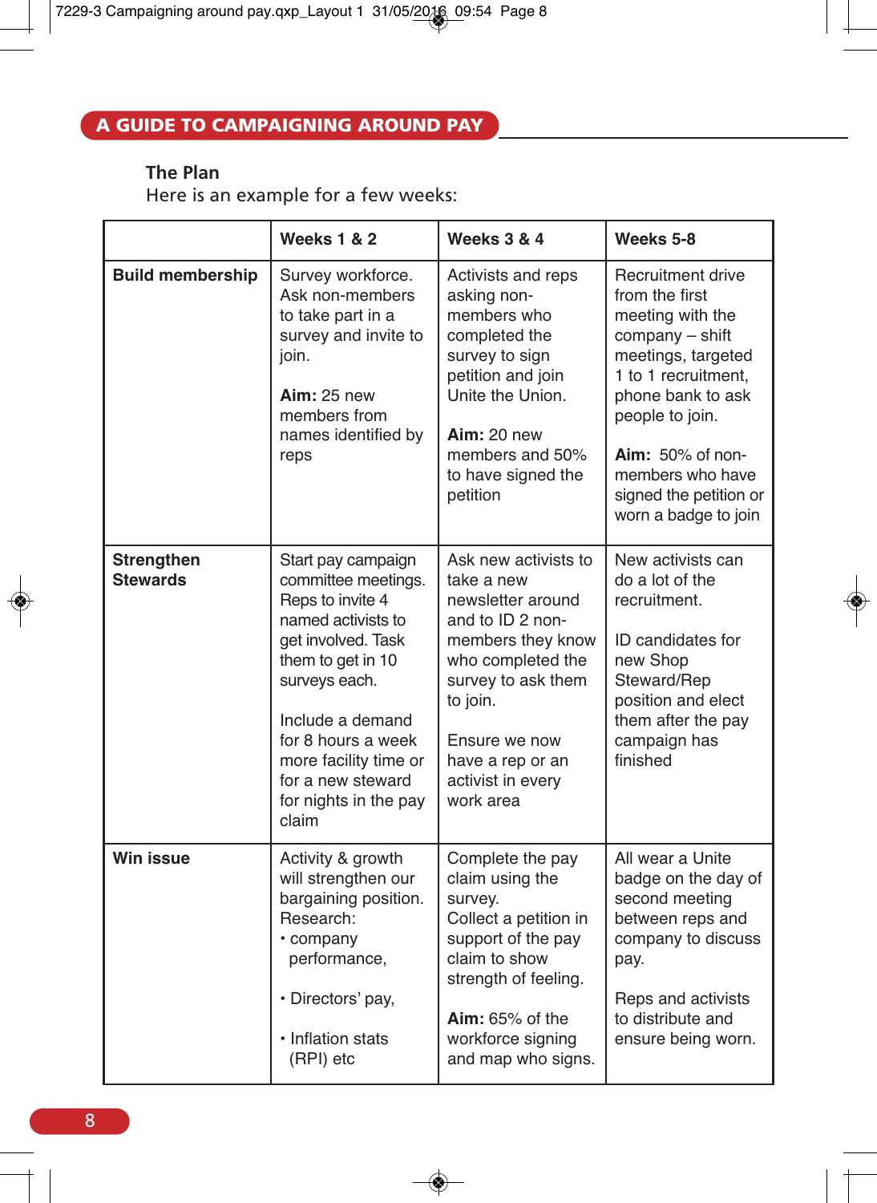## A GUIDE TO CAMPAIGNING AROUND PAY

### The Plan

Here is an example for a few weeks:

| | Weeks 1 & 2 | Weeks 3 & 4 | Weeks 5-8 |
|---|---|---|---|
| **Build membership** | Survey workforce. Ask non-members to take part in a survey and invite to join.<br><br>**Aim:** 25 new members from names identified by reps | Activists and reps asking non-members who completed the survey to sign petition and join Unite the Union.<br><br>**Aim:** 20 new members and 50% to have signed the petition | Recruitment drive from the first meeting with the company – shift meetings, targeted 1 to 1 recruitment, phone bank to ask people to join.<br><br>**Aim:** 50% of non-members who have signed the petition or worn a badge to join |
| **Strengthen Stewards** | Start pay campaign committee meetings. Reps to invite 4 named activists to get involved. Task them to get in 10 surveys each.<br><br>Include a demand for 8 hours a week more facility time or for a new steward for nights in the pay claim | Ask new activists to take a new newsletter around and to ID 2 non-members they know who completed the survey to ask them to join.<br><br>Ensure we now have a rep or an activist in every work area | New activists can do a lot of the recruitment.<br><br>ID candidates for new Shop Steward/Rep position and elect them after the pay campaign has finished |
| **Win issue** | Activity & growth will strengthen our bargaining position. Research:<br>• company performance,<br><br>• Directors' pay,<br><br>• Inflation stats (RPI) etc | Complete the pay claim using the survey.<br>Collect a petition in support of the pay claim to show strength of feeling.<br><br>**Aim:** 65% of the workforce signing and map who signs. | All wear a Unite badge on the day of second meeting between reps and company to discuss pay.<br><br>Reps and activists to distribute and ensure being worn. |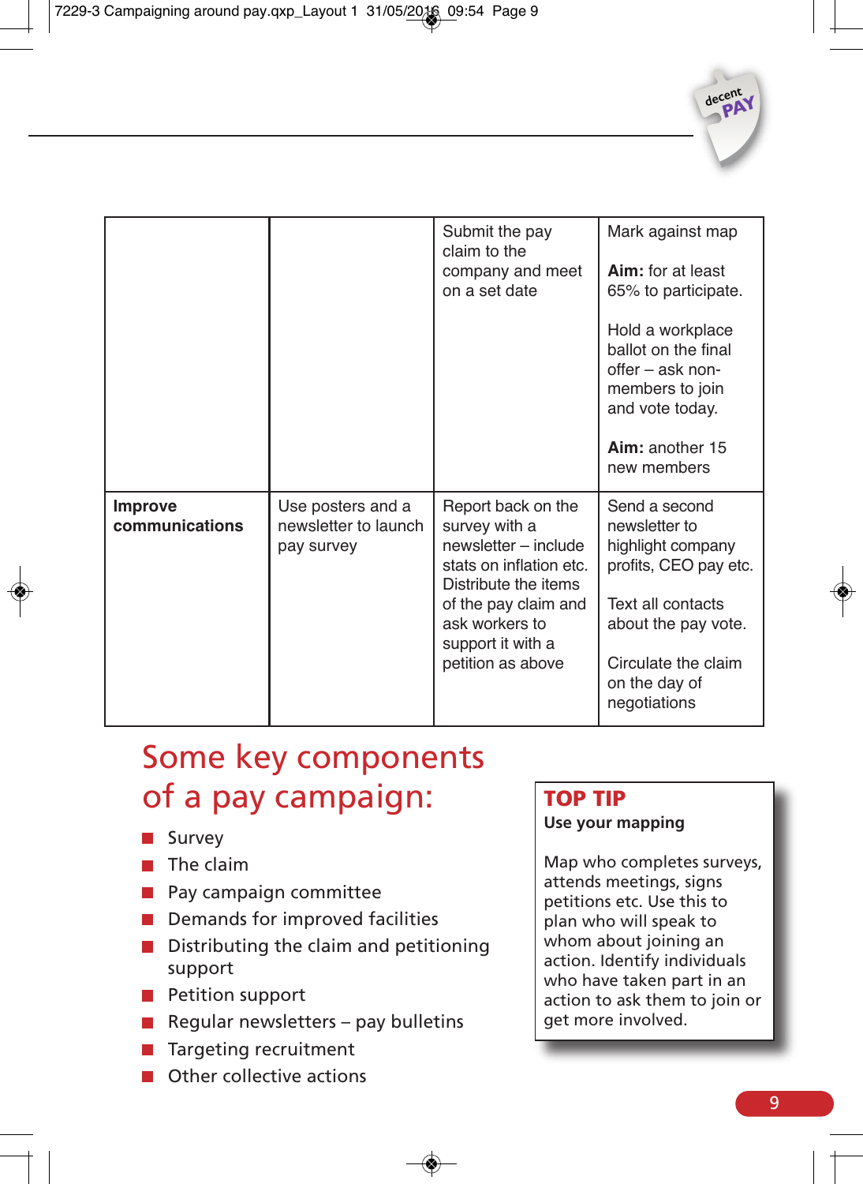| | | | |
|---|---|---|---|
| | | Submit the pay claim to the company and meet on a set date | Mark against map<br><br>**Aim:** for at least 65% to participate.<br><br>Hold a workplace ballot on the final offer – ask non-members to join and vote today.<br><br>**Aim:** another 15 new members |
| **Improve communications** | Use posters and a newsletter to launch pay survey | Report back on the survey with a newsletter – include stats on inflation etc. Distribute the items of the pay claim and ask workers to support it with a petition as above | Send a second newsletter to highlight company profits, CEO pay etc.<br><br>Text all contacts about the pay vote.<br><br>Circulate the claim on the day of negotiations |

## Some key components of a pay campaign:

- Survey
- The claim
- Pay campaign committee
- Demands for improved facilities
- Distributing the claim and petitioning support
- Petition support
- Regular newsletters – pay bulletins
- Targeting recruitment
- Other collective actions

> **TOP TIP**
>
> **Use your mapping**
>
> Map who completes surveys, attends meetings, signs petitions etc. Use this to plan who will speak to whom about joining an action. Identify individuals who have taken part in an action to ask them to join or get more involved.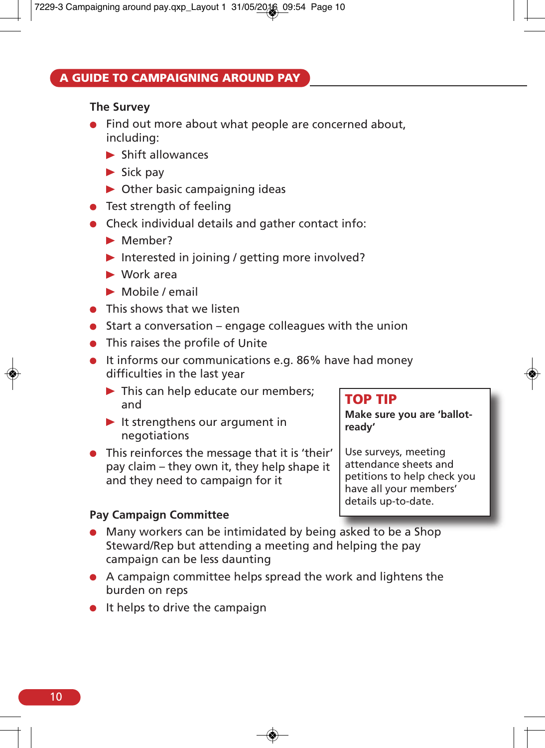## The Survey

- Find out more about what people are concerned about, including:
  - Shift allowances
  - Sick pay
  - Other basic campaigning ideas
- Test strength of feeling
- Check individual details and gather contact info:
  - Member?
  - Interested in joining / getting more involved?
  - Work area
  - Mobile / email
- This shows that we listen
- Start a conversation – engage colleagues with the union
- This raises the profile of Unite
- It informs our communications e.g. 86% have had money difficulties in the last year
  - This can help educate our members; and
  - It strengthens our argument in negotiations
- This reinforces the message that it is 'their' pay claim – they own it, they help shape it and they need to campaign for it

> **TOP TIP**
>
> **Make sure you are 'ballot-ready'**
>
> Use surveys, meeting attendance sheets and petitions to help check you have all your members' details up-to-date.

## Pay Campaign Committee

- Many workers can be intimidated by being asked to be a Shop Steward/Rep but attending a meeting and helping the pay campaign can be less daunting
- A campaign committee helps spread the work and lightens the burden on reps
- It helps to drive the campaign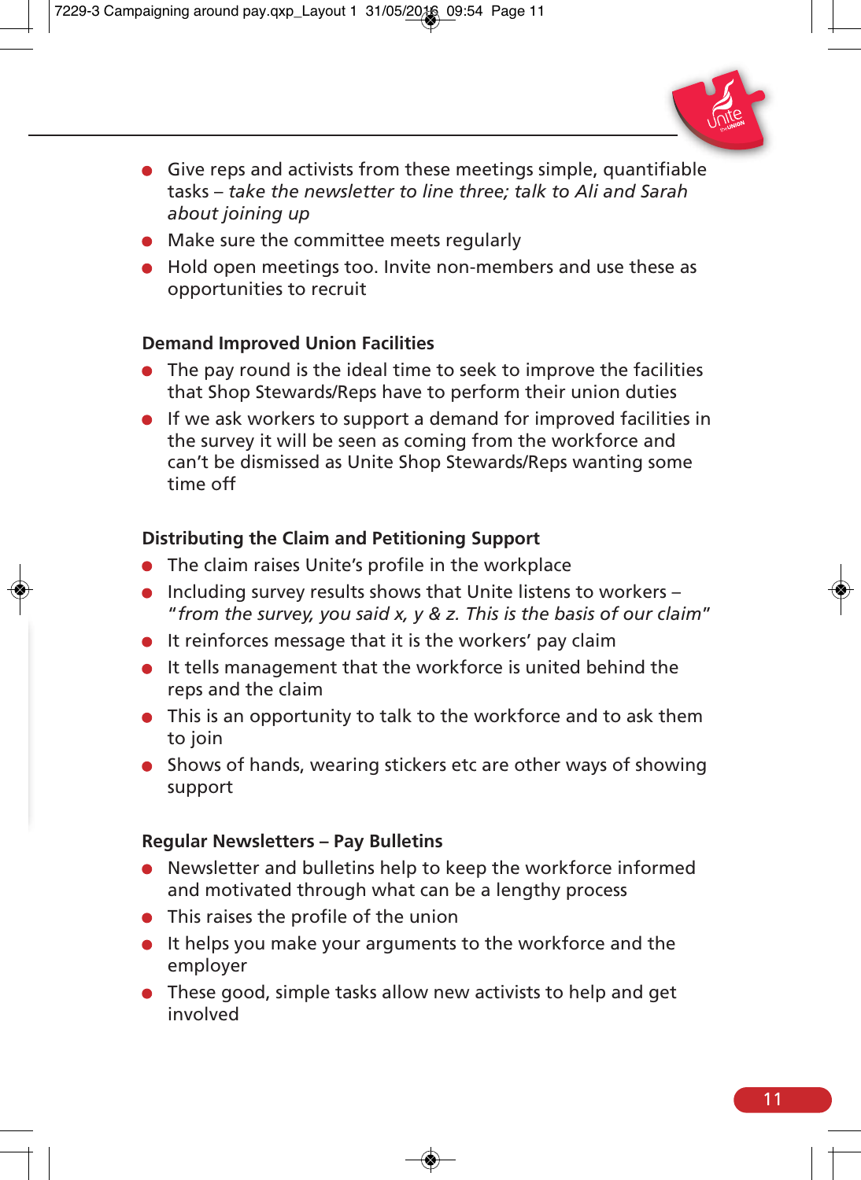- Give reps and activists from these meetings simple, quantifiable tasks – *take the newsletter to line three; talk to Ali and Sarah about joining up*
- Make sure the committee meets regularly
- Hold open meetings too. Invite non-members and use these as opportunities to recruit

**Demand Improved Union Facilities**

- The pay round is the ideal time to seek to improve the facilities that Shop Stewards/Reps have to perform their union duties
- If we ask workers to support a demand for improved facilities in the survey it will be seen as coming from the workforce and can't be dismissed as Unite Shop Stewards/Reps wanting some time off

**Distributing the Claim and Petitioning Support**

- The claim raises Unite's profile in the workplace
- Including survey results shows that Unite listens to workers – "*from the survey, you said x, y & z. This is the basis of our claim*"
- It reinforces message that it is the workers' pay claim
- It tells management that the workforce is united behind the reps and the claim
- This is an opportunity to talk to the workforce and to ask them to join
- Shows of hands, wearing stickers etc are other ways of showing support

**Regular Newsletters – Pay Bulletins**

- Newsletter and bulletins help to keep the workforce informed and motivated through what can be a lengthy process
- This raises the profile of the union
- It helps you make your arguments to the workforce and the employer
- These good, simple tasks allow new activists to help and get involved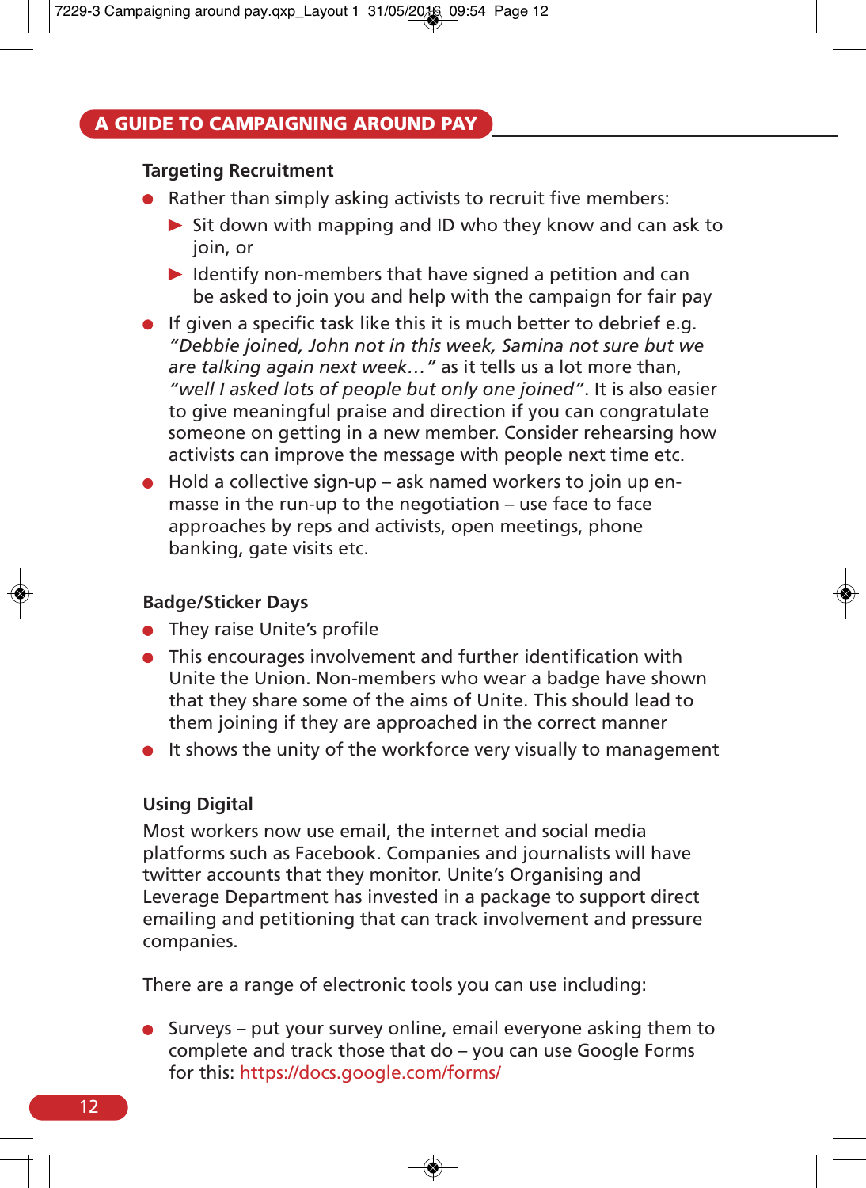### Targeting Recruitment

- Rather than simply asking activists to recruit five members:
  - Sit down with mapping and ID who they know and can ask to join, or
  - Identify non-members that have signed a petition and can be asked to join you and help with the campaign for fair pay
- If given a specific task like this it is much better to debrief e.g. *"Debbie joined, John not in this week, Samina not sure but we are talking again next week…"* as it tells us a lot more than, *"well I asked lots of people but only one joined"*. It is also easier to give meaningful praise and direction if you can congratulate someone on getting in a new member. Consider rehearsing how activists can improve the message with people next time etc.
- Hold a collective sign-up – ask named workers to join up en-masse in the run-up to the negotiation – use face to face approaches by reps and activists, open meetings, phone banking, gate visits etc.

### Badge/Sticker Days

- They raise Unite's profile
- This encourages involvement and further identification with Unite the Union. Non-members who wear a badge have shown that they share some of the aims of Unite. This should lead to them joining if they are approached in the correct manner
- It shows the unity of the workforce very visually to management

### Using Digital

Most workers now use email, the internet and social media platforms such as Facebook. Companies and journalists will have twitter accounts that they monitor. Unite's Organising and Leverage Department has invested in a package to support direct emailing and petitioning that can track involvement and pressure companies.

There are a range of electronic tools you can use including:

- Surveys – put your survey online, email everyone asking them to complete and track those that do – you can use Google Forms for this: https://docs.google.com/forms/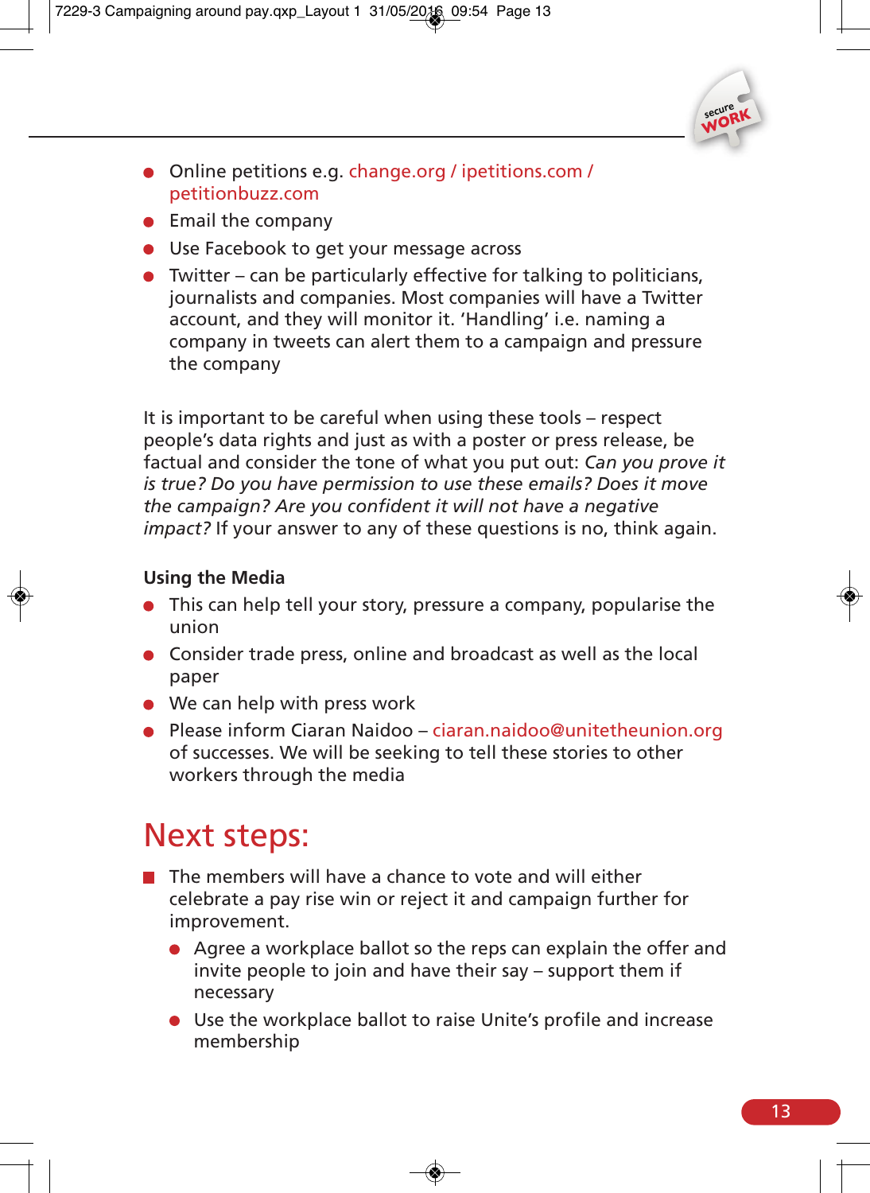- Online petitions e.g. change.org / ipetitions.com / petitionbuzz.com
- Email the company
- Use Facebook to get your message across
- Twitter – can be particularly effective for talking to politicians, journalists and companies. Most companies will have a Twitter account, and they will monitor it. 'Handling' i.e. naming a company in tweets can alert them to a campaign and pressure the company

It is important to be careful when using these tools – respect people's data rights and just as with a poster or press release, be factual and consider the tone of what you put out: *Can you prove it is true? Do you have permission to use these emails? Does it move the campaign? Are you confident it will not have a negative impact?* If your answer to any of these questions is no, think again.

**Using the Media**

- This can help tell your story, pressure a company, popularise the union
- Consider trade press, online and broadcast as well as the local paper
- We can help with press work
- Please inform Ciaran Naidoo – ciaran.naidoo@unitetheunion.org of successes. We will be seeking to tell these stories to other workers through the media

# Next steps:

- The members will have a chance to vote and will either celebrate a pay rise win or reject it and campaign further for improvement.
  - Agree a workplace ballot so the reps can explain the offer and invite people to join and have their say – support them if necessary
  - Use the workplace ballot to raise Unite's profile and increase membership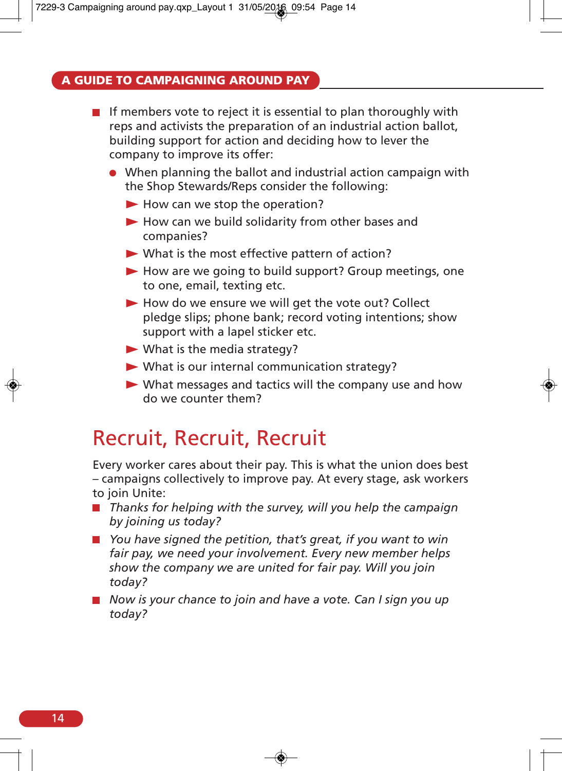- If members vote to reject it is essential to plan thoroughly with reps and activists the preparation of an industrial action ballot, building support for action and deciding how to lever the company to improve its offer:
  - When planning the ballot and industrial action campaign with the Shop Stewards/Reps consider the following:
    - How can we stop the operation?
    - How can we build solidarity from other bases and companies?
    - What is the most effective pattern of action?
    - How are we going to build support? Group meetings, one to one, email, texting etc.
    - How do we ensure we will get the vote out? Collect pledge slips; phone bank; record voting intentions; show support with a lapel sticker etc.
    - What is the media strategy?
    - What is our internal communication strategy?
    - What messages and tactics will the company use and how do we counter them?

## Recruit, Recruit, Recruit

Every worker cares about their pay. This is what the union does best – campaigns collectively to improve pay. At every stage, ask workers to join Unite:

- *Thanks for helping with the survey, will you help the campaign by joining us today?*
- *You have signed the petition, that's great, if you want to win fair pay, we need your involvement. Every new member helps show the company we are united for fair pay. Will you join today?*
- *Now is your chance to join and have a vote. Can I sign you up today?*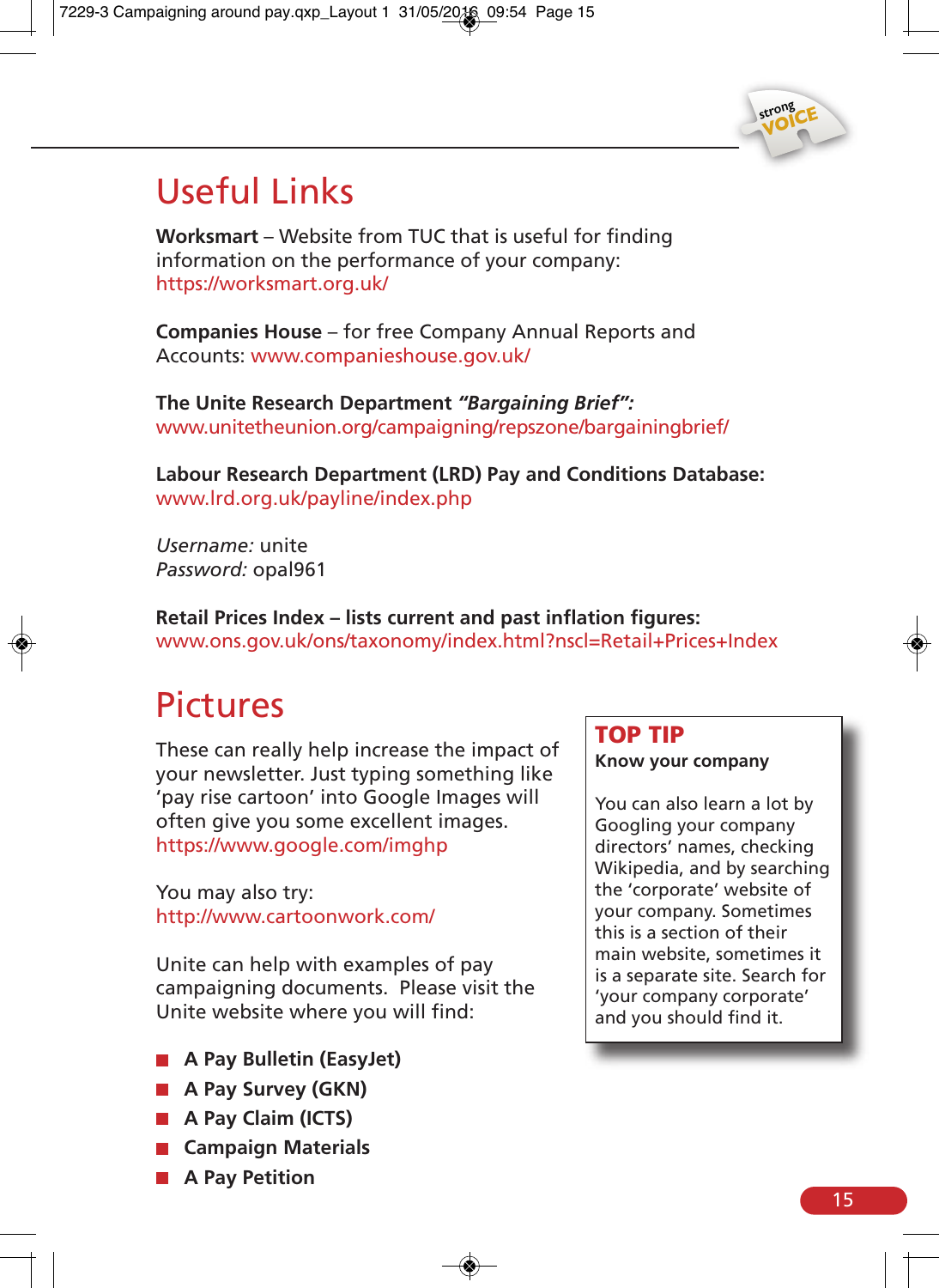## Useful Links

**Worksmart** – Website from TUC that is useful for finding information on the performance of your company: https://worksmart.org.uk/

**Companies House** – for free Company Annual Reports and Accounts: www.companieshouse.gov.uk/

**The Unite Research Department *"Bargaining Brief":*** www.unitetheunion.org/campaigning/repszone/bargainingbrief/

**Labour Research Department (LRD) Pay and Conditions Database:** www.lrd.org.uk/payline/index.php

*Username:* unite
*Password:* opal961

**Retail Prices Index – lists current and past inflation figures:** www.ons.gov.uk/ons/taxonomy/index.html?nscl=Retail+Prices+Index

## Pictures

These can really help increase the impact of your newsletter. Just typing something like 'pay rise cartoon' into Google Images will often give you some excellent images. https://www.google.com/imghp

You may also try: http://www.cartoonwork.com/

Unite can help with examples of pay campaigning documents. Please visit the Unite website where you will find:

- **A Pay Bulletin (EasyJet)**
- **A Pay Survey (GKN)**
- **A Pay Claim (ICTS)**
- **Campaign Materials**
- **A Pay Petition**

### TOP TIP

**Know your company**

You can also learn a lot by Googling your company directors' names, checking Wikipedia, and by searching the 'corporate' website of your company. Sometimes this is a section of their main website, sometimes it is a separate site. Search for 'your company corporate' and you should find it.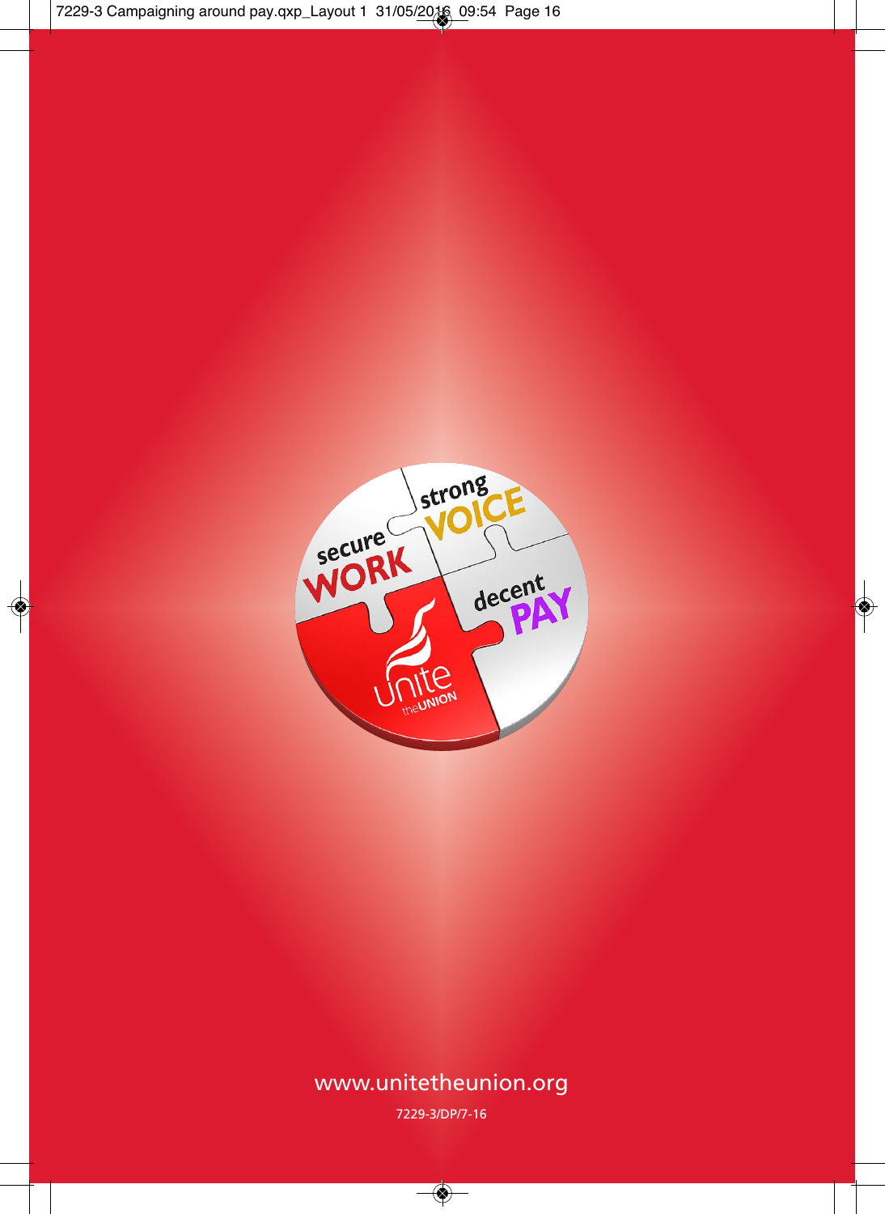secure WORK

strong VOICE

decent PAY

unite the UNION

www.unitetheunion.org

7229-3/DP/7-16